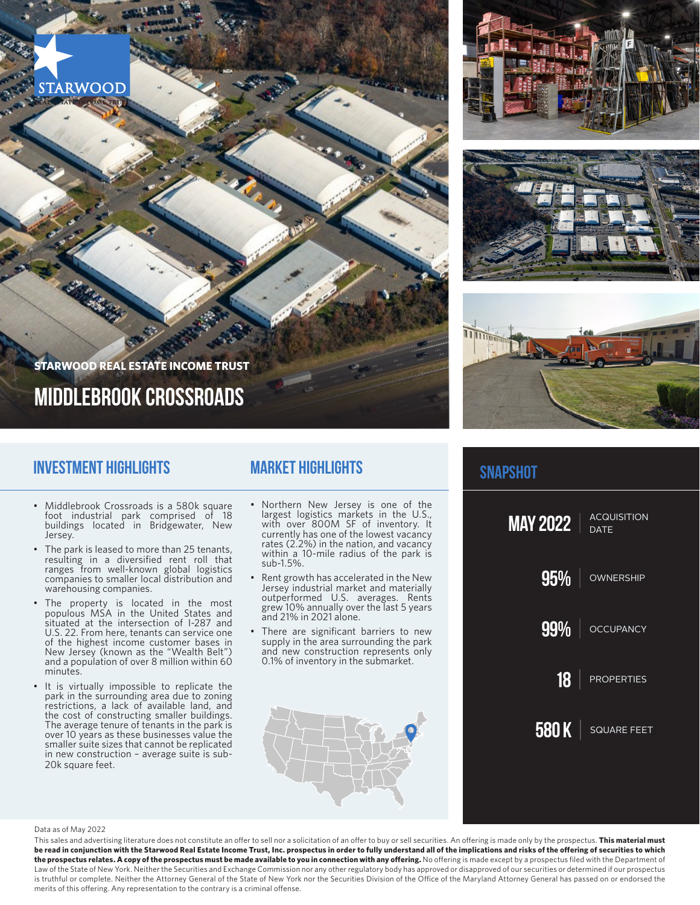STARWOOD REAL ESTATE INCOME TRUST

# MIDDLEBROOK CROSSROADS

## INVESTMENT HIGHLIGHTS

- Middlebrook Crossroads is a 580k square foot industrial park comprised of 18 buildings located in Bridgewater, New Jersey.
- The park is leased to more than 25 tenants, resulting in a diversified rent roll that ranges from well-known global logistics companies to smaller local distribution and warehousing companies.
- The property is located in the most populous MSA in the United States and situated at the intersection of I-287 and U.S. 22. From here, tenants can service one of the highest income customer bases in New Jersey (known as the "Wealth Belt") and a population of over 8 million within 60 minutes.
- It is virtually impossible to replicate the park in the surrounding area due to zoning restrictions, a lack of available land, and the cost of constructing smaller buildings. The average tenure of tenants in the park is over 10 years as these businesses value the smaller suite sizes that cannot be replicated in new construction – average suite is sub-20k square feet.

## MARKET HIGHLIGHTS

- Northern New Jersey is one of the largest logistics markets in the U.S., with over 800M SF of inventory. It currently has one of the lowest vacancy rates (2.2%) in the nation, and vacancy within a 10-mile radius of the park is sub-1.5%.
- Rent growth has accelerated in the New Jersey industrial market and materially outperformed U.S. averages. Rents grew 10% annually over the last 5 years and 21% in 2021 alone.
- There are significant barriers to new supply in the area surrounding the park and new construction represents only 0.1% of inventory in the submarket.

## SNAPSHOT

| | |
|---|---|
| MAY 2022 | ACQUISITION DATE |
| 95% | OWNERSHIP |
| 99% | OCCUPANCY |
| 18 | PROPERTIES |
| 580 K | SQUARE FEET |

Data as of May 2022

This sales and advertising literature does not constitute an offer to sell nor a solicitation of an offer to buy or sell securities. An offering is made only by the prospectus. **This material must be read in conjunction with the Starwood Real Estate Income Trust, Inc. prospectus in order to fully understand all of the implications and risks of the offering of securities to which the prospectus relates. A copy of the prospectus must be made available to you in connection with any offering.** No offering is made except by a prospectus filed with the Department of Law of the State of New York. Neither the Securities and Exchange Commission nor any other regulatory body has approved or disapproved of our securities or determined if our prospectus is truthful or complete. Neither the Attorney General of the State of New York nor the Securities Division of the Office of the Maryland Attorney General has passed on or endorsed the merits of this offering. Any representation to the contrary is a criminal offense.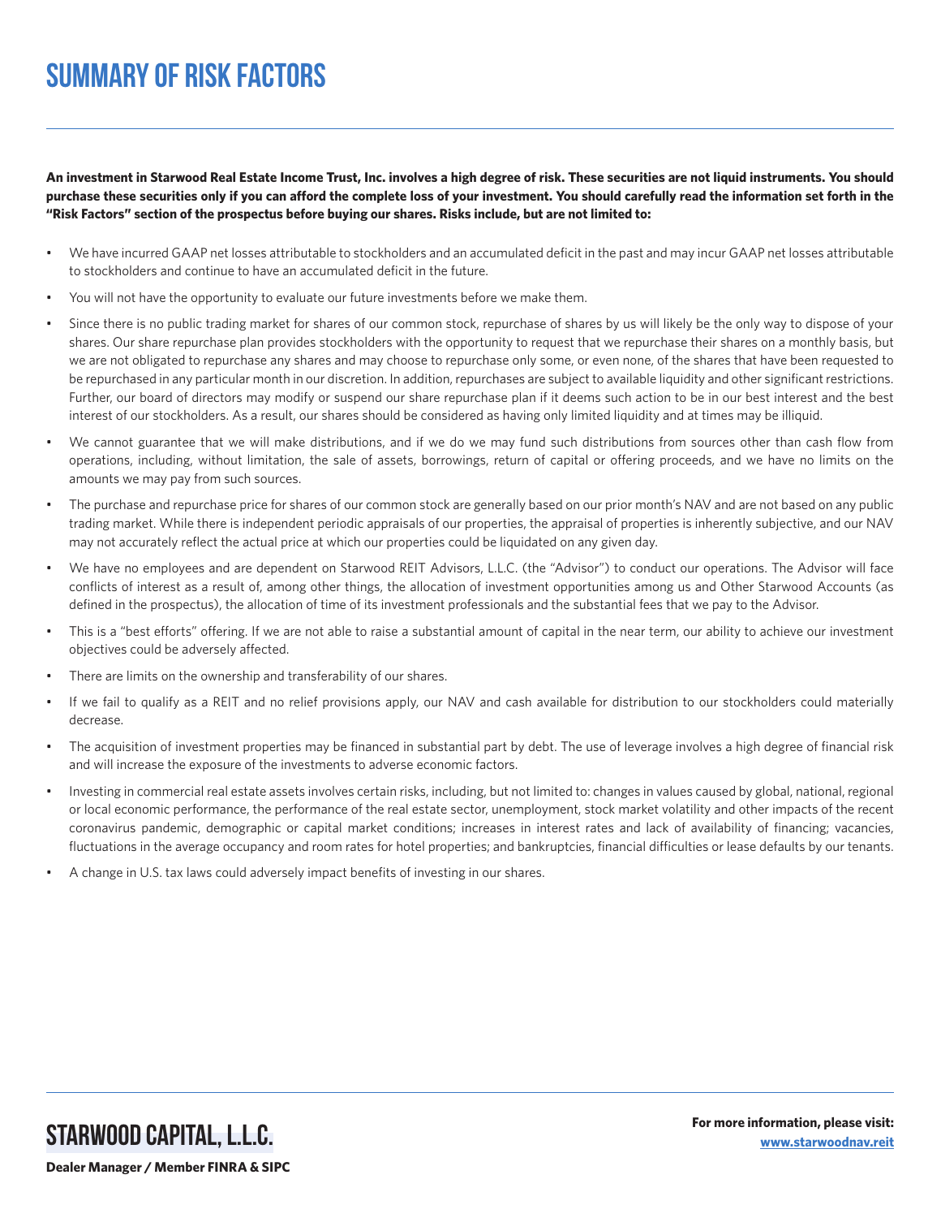# SUMMARY OF RISK FACTORS

**An investment in Starwood Real Estate Income Trust, Inc. involves a high degree of risk. These securities are not liquid instruments. You should purchase these securities only if you can afford the complete loss of your investment. You should carefully read the information set forth in the "Risk Factors" section of the prospectus before buying our shares. Risks include, but are not limited to:**

- We have incurred GAAP net losses attributable to stockholders and an accumulated deficit in the past and may incur GAAP net losses attributable to stockholders and continue to have an accumulated deficit in the future.
- You will not have the opportunity to evaluate our future investments before we make them.
- Since there is no public trading market for shares of our common stock, repurchase of shares by us will likely be the only way to dispose of your shares. Our share repurchase plan provides stockholders with the opportunity to request that we repurchase their shares on a monthly basis, but we are not obligated to repurchase any shares and may choose to repurchase only some, or even none, of the shares that have been requested to be repurchased in any particular month in our discretion. In addition, repurchases are subject to available liquidity and other significant restrictions. Further, our board of directors may modify or suspend our share repurchase plan if it deems such action to be in our best interest and the best interest of our stockholders. As a result, our shares should be considered as having only limited liquidity and at times may be illiquid.
- We cannot guarantee that we will make distributions, and if we do we may fund such distributions from sources other than cash flow from operations, including, without limitation, the sale of assets, borrowings, return of capital or offering proceeds, and we have no limits on the amounts we may pay from such sources.
- The purchase and repurchase price for shares of our common stock are generally based on our prior month's NAV and are not based on any public trading market. While there is independent periodic appraisals of our properties, the appraisal of properties is inherently subjective, and our NAV may not accurately reflect the actual price at which our properties could be liquidated on any given day.
- We have no employees and are dependent on Starwood REIT Advisors, L.L.C. (the "Advisor") to conduct our operations. The Advisor will face conflicts of interest as a result of, among other things, the allocation of investment opportunities among us and Other Starwood Accounts (as defined in the prospectus), the allocation of time of its investment professionals and the substantial fees that we pay to the Advisor.
- This is a "best efforts" offering. If we are not able to raise a substantial amount of capital in the near term, our ability to achieve our investment objectives could be adversely affected.
- There are limits on the ownership and transferability of our shares.
- If we fail to qualify as a REIT and no relief provisions apply, our NAV and cash available for distribution to our stockholders could materially decrease.
- The acquisition of investment properties may be financed in substantial part by debt. The use of leverage involves a high degree of financial risk and will increase the exposure of the investments to adverse economic factors.
- Investing in commercial real estate assets involves certain risks, including, but not limited to: changes in values caused by global, national, regional or local economic performance, the performance of the real estate sector, unemployment, stock market volatility and other impacts of the recent coronavirus pandemic, demographic or capital market conditions; increases in interest rates and lack of availability of financing; vacancies, fluctuations in the average occupancy and room rates for hotel properties; and bankruptcies, financial difficulties or lease defaults by our tenants.
- A change in U.S. tax laws could adversely impact benefits of investing in our shares.

**STARWOOD CAPITAL, L.L.C.**

**Dealer Manager / Member FINRA & SIPC**

**For more information, please visit:**
**www.starwoodnav.reit**